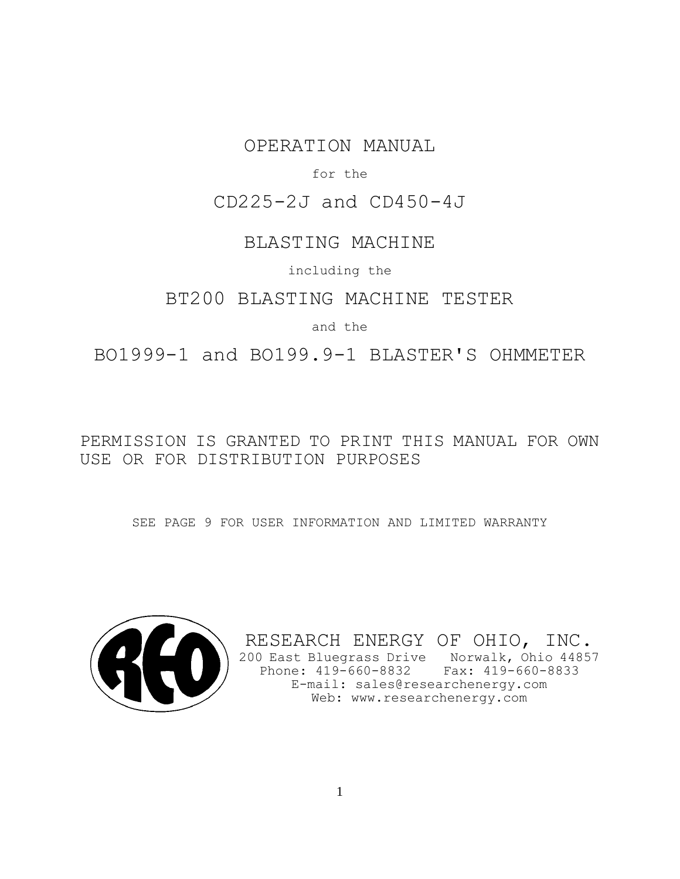# OPERATION MANUAL

for the

# CD225-2J and CD450-4J

# BLASTING MACHINE

including the

# BT200 BLASTING MACHINE TESTER

and the

# BO1999-1 and BO199.9-1 BLASTER'S OHMMETER

PERMISSION IS GRANTED TO PRINT THIS MANUAL FOR OWN USE OR FOR DISTRIBUTION PURPOSES

SEE PAGE 9 FOR USER INFORMATION AND LIMITED WARRANTY

RESEARCH ENERGY OF OHIO, INC.
200 East Bluegrass Drive Norwalk, Ohio 44857
Phone: 419-660-8832 Fax: 419-660-8833
E-mail: sales@researchenergy.com
Web: www.researchenergy.com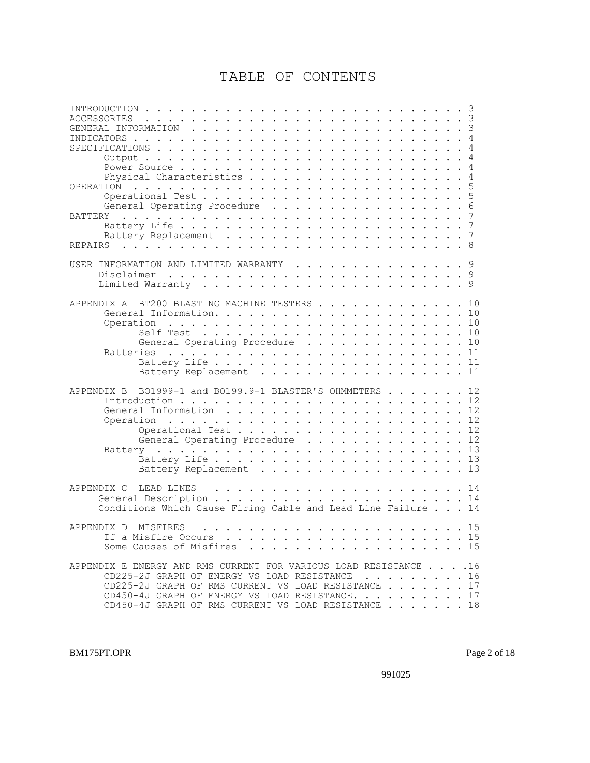# TABLE OF CONTENTS

- INTRODUCTION . . . . . . . . . . . . . . . . . . . . . . . . . . . 3
- ACCESSORIES . . . . . . . . . . . . . . . . . . . . . . . . . . . 3
- GENERAL INFORMATION . . . . . . . . . . . . . . . . . . . . . . . 3
- INDICATORS . . . . . . . . . . . . . . . . . . . . . . . . . . . . 4
- SPECIFICATIONS . . . . . . . . . . . . . . . . . . . . . . . . . . 4
  - Output . . . . . . . . . . . . . . . . . . . . . . . . . . . . 4
  - Power Source . . . . . . . . . . . . . . . . . . . . . . . . . 4
  - Physical Characteristics . . . . . . . . . . . . . . . . . . . 4
- OPERATION . . . . . . . . . . . . . . . . . . . . . . . . . . . . 5
  - Operational Test . . . . . . . . . . . . . . . . . . . . . . . 5
  - General Operating Procedure . . . . . . . . . . . . . . . . . 6
- BATTERY . . . . . . . . . . . . . . . . . . . . . . . . . . . . . 7
  - Battery Life . . . . . . . . . . . . . . . . . . . . . . . . . 7
  - Battery Replacement . . . . . . . . . . . . . . . . . . . . . 7
- REPAIRS . . . . . . . . . . . . . . . . . . . . . . . . . . . . . 8

- USER INFORMATION AND LIMITED WARRANTY . . . . . . . . . . . . . . 9
  - Disclaimer . . . . . . . . . . . . . . . . . . . . . . . . . . 9
  - Limited Warranty . . . . . . . . . . . . . . . . . . . . . . . 9

- APPENDIX A BT200 BLASTING MACHINE TESTERS . . . . . . . . . . . . 10
  - General Information. . . . . . . . . . . . . . . . . . . . . . 10
  - Operation . . . . . . . . . . . . . . . . . . . . . . . . . . 10
    - Self Test . . . . . . . . . . . . . . . . . . . . . . . . 10
    - General Operating Procedure . . . . . . . . . . . . . . . 10
  - Batteries . . . . . . . . . . . . . . . . . . . . . . . . . . 11
    - Battery Life . . . . . . . . . . . . . . . . . . . . . . . 11
    - Battery Replacement . . . . . . . . . . . . . . . . . . . 11

- APPENDIX B BO1999-1 and BO199.9-1 BLASTER'S OHMMETERS . . . . . . . 12
  - Introduction . . . . . . . . . . . . . . . . . . . . . . . . . 12
  - General Information . . . . . . . . . . . . . . . . . . . . . 12
  - Operation . . . . . . . . . . . . . . . . . . . . . . . . . . 12
    - Operational Test . . . . . . . . . . . . . . . . . . . . . 12
    - General Operating Procedure . . . . . . . . . . . . . . . 12
  - Battery . . . . . . . . . . . . . . . . . . . . . . . . . . . 13
    - Battery Life . . . . . . . . . . . . . . . . . . . . . . . 13
    - Battery Replacement . . . . . . . . . . . . . . . . . . . 13

- APPENDIX C LEAD LINES . . . . . . . . . . . . . . . . . . . . . . 14
  - General Description . . . . . . . . . . . . . . . . . . . . . 14
  - Conditions Which Cause Firing Cable and Lead Line Failure . . . 14

- APPENDIX D MISFIRES . . . . . . . . . . . . . . . . . . . . . . . 15
  - If a Misfire Occurs . . . . . . . . . . . . . . . . . . . . . 15
  - Some Causes of Misfires . . . . . . . . . . . . . . . . . . . 15

- APPENDIX E ENERGY AND RMS CURRENT FOR VARIOUS LOAD RESISTANCE . . . .16
  - CD225-2J GRAPH OF ENERGY VS LOAD RESISTANCE . . . . . . . . . 16
  - CD225-2J GRAPH OF RMS CURRENT VS LOAD RESISTANCE . . . . . . . 17
  - CD450-4J GRAPH OF ENERGY VS LOAD RESISTANCE. . . . . . . . . . 17
  - CD450-4J GRAPH OF RMS CURRENT VS LOAD RESISTANCE . . . . . . . 18

BM175PT.OPR

991025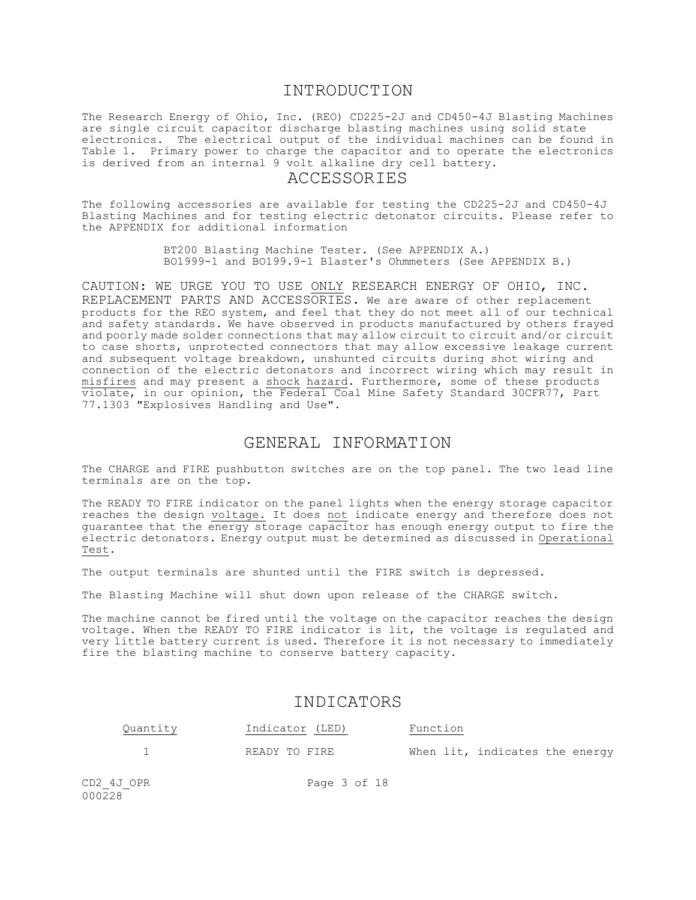# INTRODUCTION

The Research Energy of Ohio, Inc. (REO) CD225-2J and CD450-4J Blasting Machines are single circuit capacitor discharge blasting machines using solid state electronics. The electrical output of the individual machines can be found in Table 1. Primary power to charge the capacitor and to operate the electronics is derived from an internal 9 volt alkaline dry cell battery.

# ACCESSORIES

The following accessories are available for testing the CD225-2J and CD450-4J Blasting Machines and for testing electric detonator circuits. Please refer to the APPENDIX for additional information

BT200 Blasting Machine Tester. (See APPENDIX A.)
BO1999-1 and BO199.9-1 Blaster's Ohmmeters (See APPENDIX B.)

CAUTION: WE URGE YOU TO USE ONLY RESEARCH ENERGY OF OHIO, INC. REPLACEMENT PARTS AND ACCESSORIES. We are aware of other replacement products for the REO system, and feel that they do not meet all of our technical and safety standards. We have observed in products manufactured by others frayed and poorly made solder connections that may allow circuit to circuit and/or circuit to case shorts, unprotected connectors that may allow excessive leakage current and subsequent voltage breakdown, unshunted circuits during shot wiring and connection of the electric detonators and incorrect wiring which may result in misfires and may present a shock hazard. Furthermore, some of these products violate, in our opinion, the Federal Coal Mine Safety Standard 30CFR77, Part 77.1303 "Explosives Handling and Use".

# GENERAL INFORMATION

The CHARGE and FIRE pushbutton switches are on the top panel. The two lead line terminals are on the top.

The READY TO FIRE indicator on the panel lights when the energy storage capacitor reaches the design voltage. It does not indicate energy and therefore does not guarantee that the energy storage capacitor has enough energy output to fire the electric detonators. Energy output must be determined as discussed in Operational Test.

The output terminals are shunted until the FIRE switch is depressed.

The Blasting Machine will shut down upon release of the CHARGE switch.

The machine cannot be fired until the voltage on the capacitor reaches the design voltage. When the READY TO FIRE indicator is lit, the voltage is regulated and very little battery current is used. Therefore it is not necessary to immediately fire the blasting machine to conserve battery capacity.

# INDICATORS

| Quantity | Indicator (LED) | Function |
|---|---|---|
| 1 | READY TO FIRE | When lit, indicates the energy |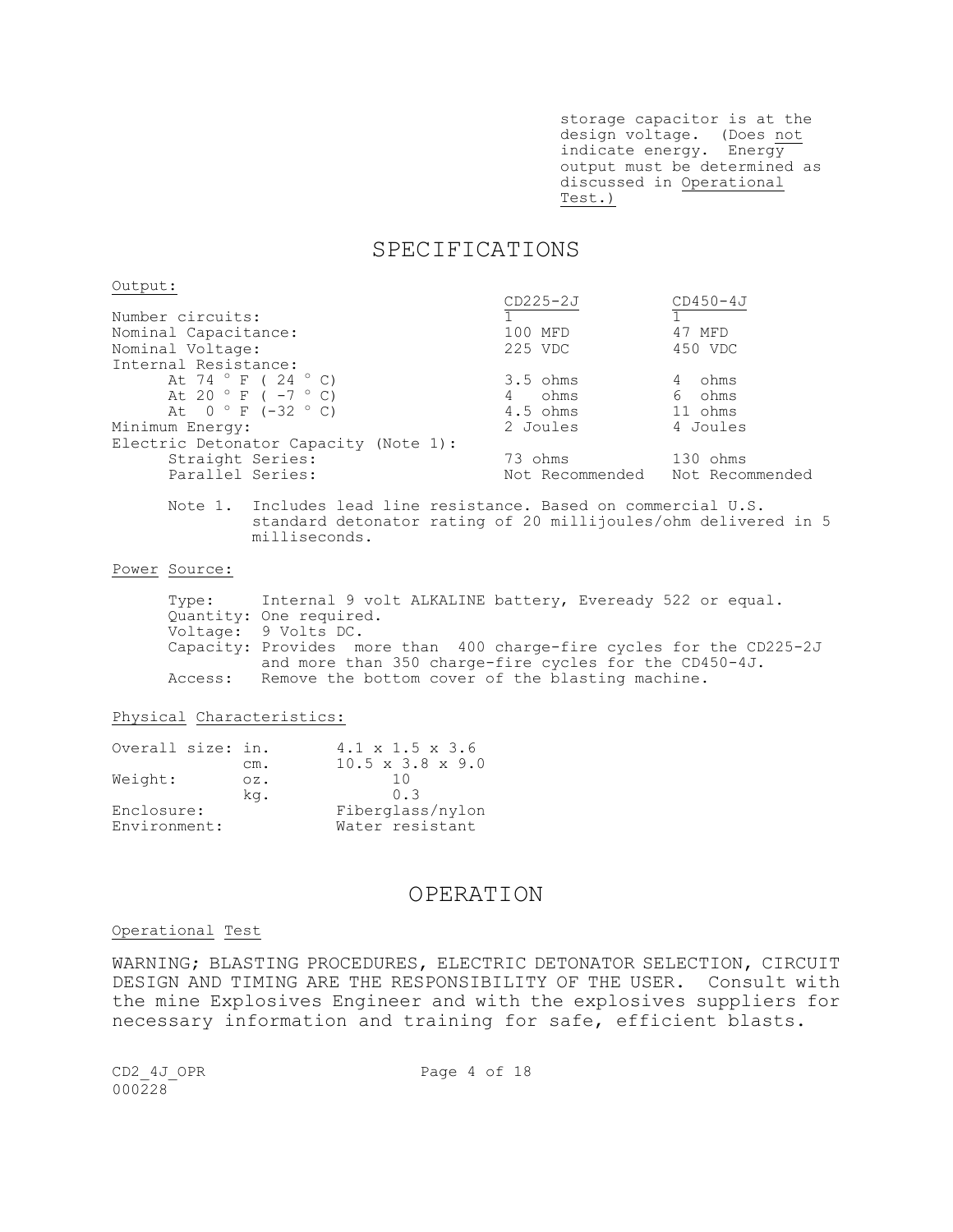storage capacitor is at the design voltage. (Does not indicate energy. Energy output must be determined as discussed in Operational Test.)

# SPECIFICATIONS

Output:

| | CD225-2J | CD450-4J |
|---|---|---|
| Number circuits: | 1 | 1 |
| Nominal Capacitance: | 100 MFD | 47 MFD |
| Nominal Voltage: | 225 VDC | 450 VDC |
| Internal Resistance: | | |
| At 74 ° F ( 24 ° C) | 3.5 ohms | 4 ohms |
| At 20 ° F ( -7 ° C) | 4 ohms | 6 ohms |
| At 0 ° F (-32 ° C) | 4.5 ohms | 11 ohms |
| Minimum Energy: | 2 Joules | 4 Joules |
| Electric Detonator Capacity (Note 1): | | |
| Straight Series: | 73 ohms | 130 ohms |
| Parallel Series: | Not Recommended | Not Recommended |

Note 1. Includes lead line resistance. Based on commercial U.S. standard detonator rating of 20 millijoules/ohm delivered in 5 milliseconds.

Power Source:

Type: Internal 9 volt ALKALINE battery, Eveready 522 or equal.
Quantity: One required.
Voltage: 9 Volts DC.
Capacity: Provides more than 400 charge-fire cycles for the CD225-2J and more than 350 charge-fire cycles for the CD450-4J.
Access: Remove the bottom cover of the blasting machine.

Physical Characteristics:

| | | |
|---|---|---|
| Overall size: | in. | 4.1 x 1.5 x 3.6 |
| | cm. | 10.5 x 3.8 x 9.0 |
| Weight: | oz. | 10 |
| | kg. | 0.3 |
| Enclosure: | | Fiberglass/nylon |
| Environment: | | Water resistant |

# OPERATION

Operational Test

WARNING; BLASTING PROCEDURES, ELECTRIC DETONATOR SELECTION, CIRCUIT DESIGN AND TIMING ARE THE RESPONSIBILITY OF THE USER. Consult with the mine Explosives Engineer and with the explosives suppliers for necessary information and training for safe, efficient blasts.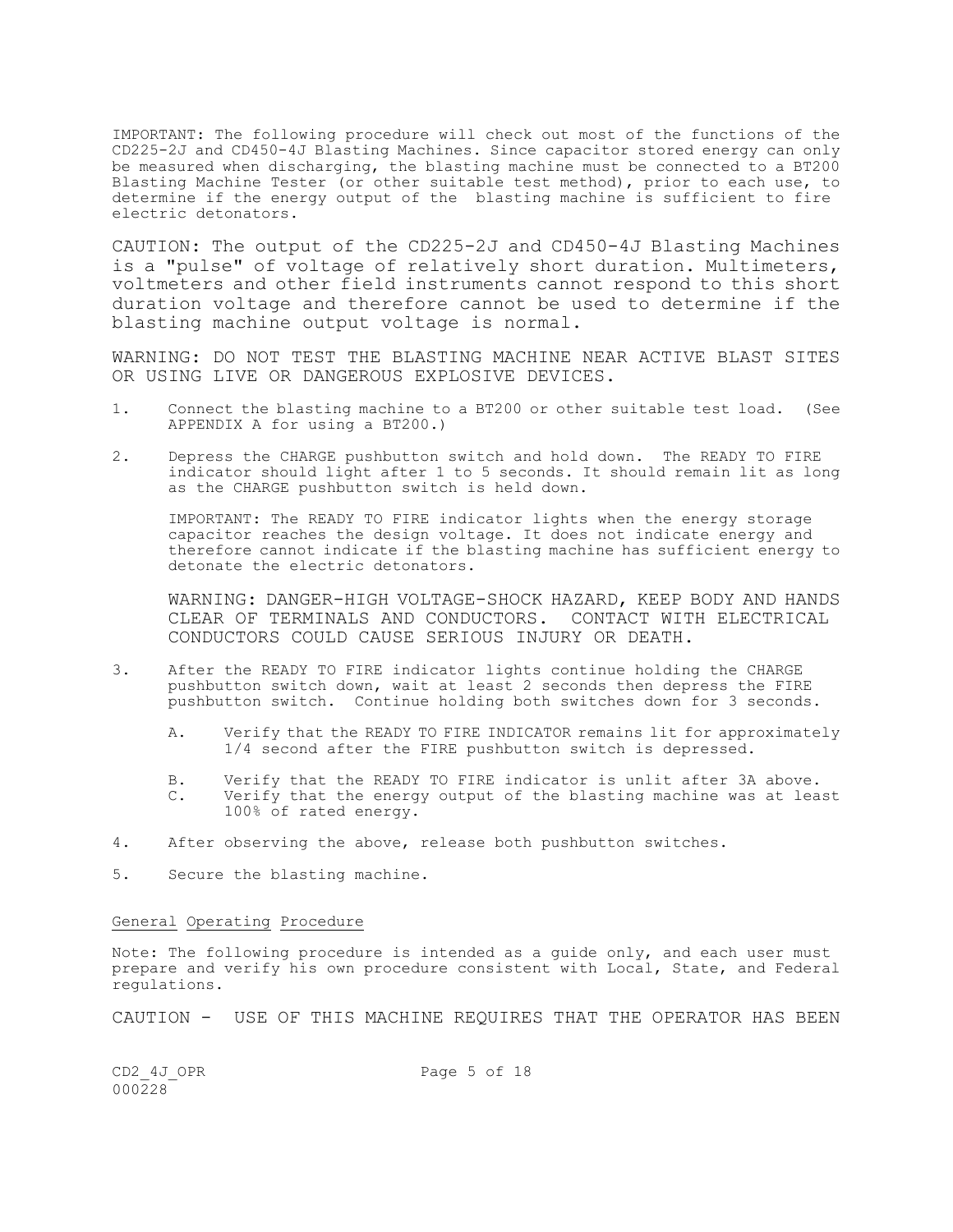IMPORTANT: The following procedure will check out most of the functions of the CD225-2J and CD450-4J Blasting Machines. Since capacitor stored energy can only be measured when discharging, the blasting machine must be connected to a BT200 Blasting Machine Tester (or other suitable test method), prior to each use, to determine if the energy output of the blasting machine is sufficient to fire electric detonators.

CAUTION: The output of the CD225-2J and CD450-4J Blasting Machines is a "pulse" of voltage of relatively short duration. Multimeters, voltmeters and other field instruments cannot respond to this short duration voltage and therefore cannot be used to determine if the blasting machine output voltage is normal.

WARNING: DO NOT TEST THE BLASTING MACHINE NEAR ACTIVE BLAST SITES OR USING LIVE OR DANGEROUS EXPLOSIVE DEVICES.

1. Connect the blasting machine to a BT200 or other suitable test load. (See APPENDIX A for using a BT200.)

2. Depress the CHARGE pushbutton switch and hold down. The READY TO FIRE indicator should light after 1 to 5 seconds. It should remain lit as long as the CHARGE pushbutton switch is held down.

   IMPORTANT: The READY TO FIRE indicator lights when the energy storage capacitor reaches the design voltage. It does not indicate energy and therefore cannot indicate if the blasting machine has sufficient energy to detonate the electric detonators.

   WARNING: DANGER-HIGH VOLTAGE-SHOCK HAZARD, KEEP BODY AND HANDS CLEAR OF TERMINALS AND CONDUCTORS. CONTACT WITH ELECTRICAL CONDUCTORS COULD CAUSE SERIOUS INJURY OR DEATH.

3. After the READY TO FIRE indicator lights continue holding the CHARGE pushbutton switch down, wait at least 2 seconds then depress the FIRE pushbutton switch. Continue holding both switches down for 3 seconds.

   A. Verify that the READY TO FIRE INDICATOR remains lit for approximately 1/4 second after the FIRE pushbutton switch is depressed.

   B. Verify that the READY TO FIRE indicator is unlit after 3A above.

   C. Verify that the energy output of the blasting machine was at least 100% of rated energy.

4. After observing the above, release both pushbutton switches.

5. Secure the blasting machine.

## General Operating Procedure

Note: The following procedure is intended as a guide only, and each user must prepare and verify his own procedure consistent with Local, State, and Federal regulations.

CAUTION - USE OF THIS MACHINE REQUIRES THAT THE OPERATOR HAS BEEN

CD2_4J_OPR
000228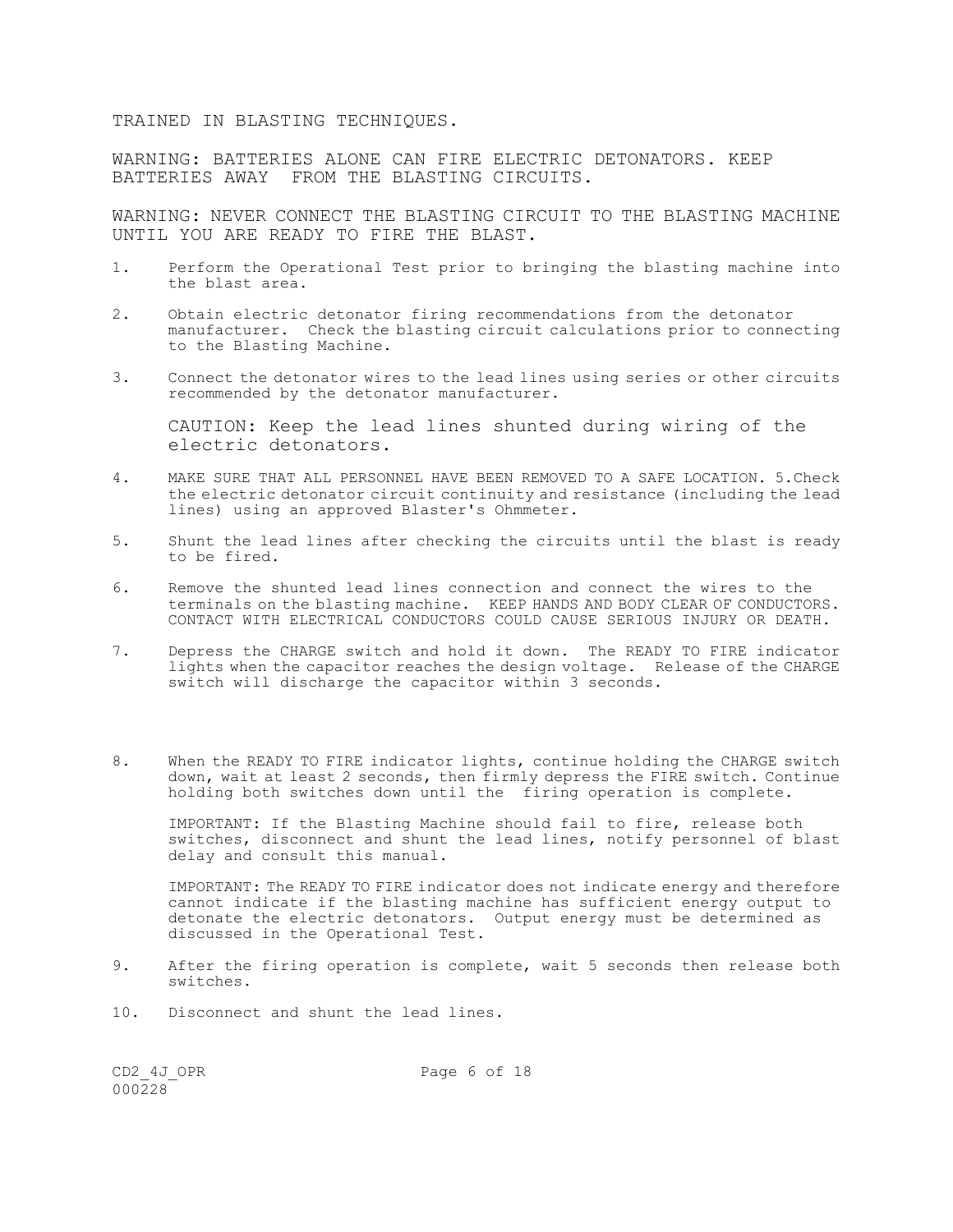TRAINED IN BLASTING TECHNIQUES.

WARNING: BATTERIES ALONE CAN FIRE ELECTRIC DETONATORS. KEEP BATTERIES AWAY FROM THE BLASTING CIRCUITS.

WARNING: NEVER CONNECT THE BLASTING CIRCUIT TO THE BLASTING MACHINE UNTIL YOU ARE READY TO FIRE THE BLAST.

1. Perform the Operational Test prior to bringing the blasting machine into the blast area.

2. Obtain electric detonator firing recommendations from the detonator manufacturer. Check the blasting circuit calculations prior to connecting to the Blasting Machine.

3. Connect the detonator wires to the lead lines using series or other circuits recommended by the detonator manufacturer.

   CAUTION: Keep the lead lines shunted during wiring of the electric detonators.

4. MAKE SURE THAT ALL PERSONNEL HAVE BEEN REMOVED TO A SAFE LOCATION. 5.Check the electric detonator circuit continuity and resistance (including the lead lines) using an approved Blaster's Ohmmeter.

5. Shunt the lead lines after checking the circuits until the blast is ready to be fired.

6. Remove the shunted lead lines connection and connect the wires to the terminals on the blasting machine. KEEP HANDS AND BODY CLEAR OF CONDUCTORS. CONTACT WITH ELECTRICAL CONDUCTORS COULD CAUSE SERIOUS INJURY OR DEATH.

7. Depress the CHARGE switch and hold it down. The READY TO FIRE indicator lights when the capacitor reaches the design voltage. Release of the CHARGE switch will discharge the capacitor within 3 seconds.

8. When the READY TO FIRE indicator lights, continue holding the CHARGE switch down, wait at least 2 seconds, then firmly depress the FIRE switch. Continue holding both switches down until the firing operation is complete.

   IMPORTANT: If the Blasting Machine should fail to fire, release both switches, disconnect and shunt the lead lines, notify personnel of blast delay and consult this manual.

   IMPORTANT: The READY TO FIRE indicator does not indicate energy and therefore cannot indicate if the blasting machine has sufficient energy output to detonate the electric detonators. Output energy must be determined as discussed in the Operational Test.

9. After the firing operation is complete, wait 5 seconds then release both switches.

10. Disconnect and shunt the lead lines.

CD2_4J_OPR
000228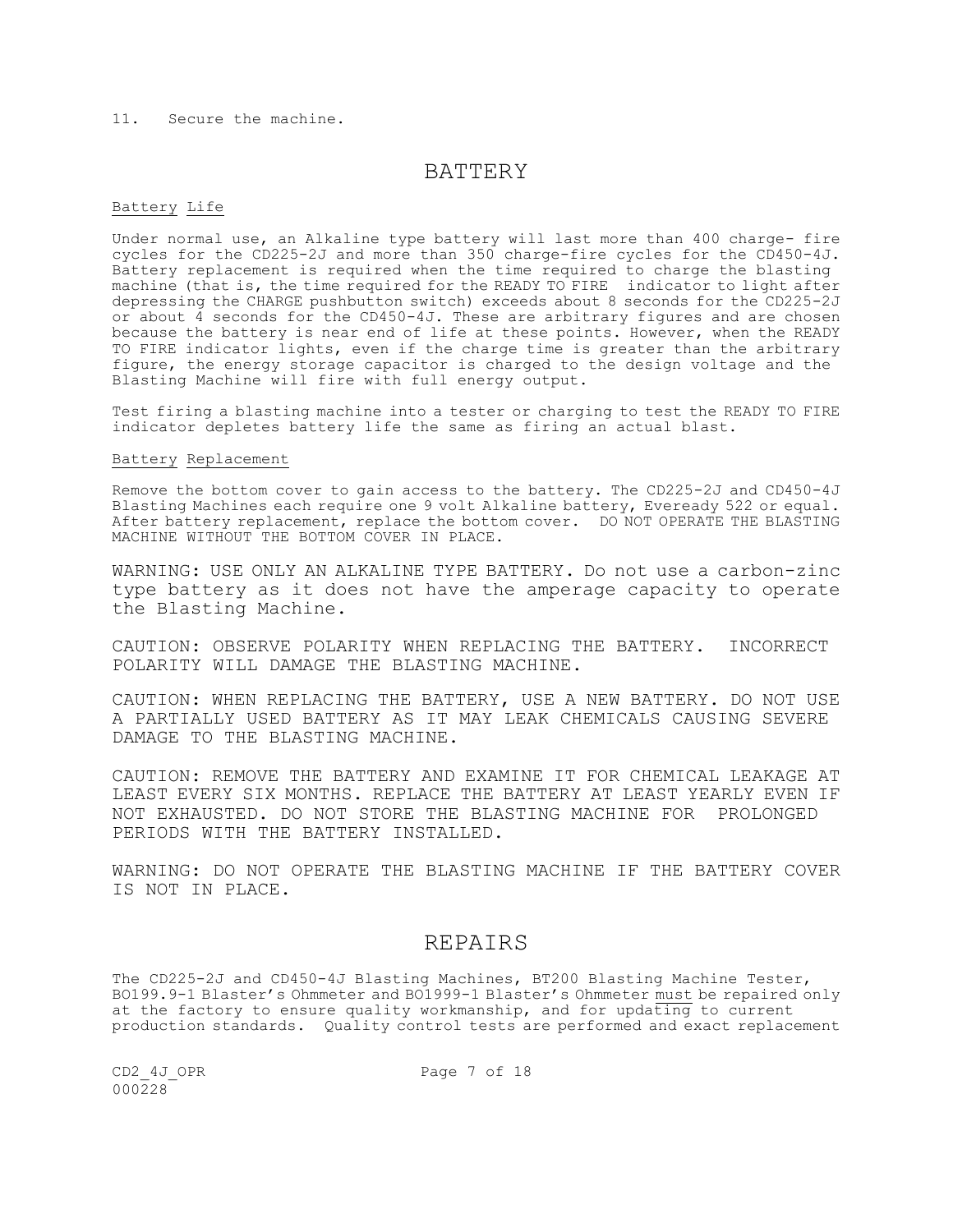11. Secure the machine.

# BATTERY

Battery Life

Under normal use, an Alkaline type battery will last more than 400 charge- fire cycles for the CD225-2J and more than 350 charge-fire cycles for the CD450-4J. Battery replacement is required when the time required to charge the blasting machine (that is, the time required for the READY TO FIRE indicator to light after depressing the CHARGE pushbutton switch) exceeds about 8 seconds for the CD225-2J or about 4 seconds for the CD450-4J. These are arbitrary figures and are chosen because the battery is near end of life at these points. However, when the READY TO FIRE indicator lights, even if the charge time is greater than the arbitrary figure, the energy storage capacitor is charged to the design voltage and the Blasting Machine will fire with full energy output.

Test firing a blasting machine into a tester or charging to test the READY TO FIRE indicator depletes battery life the same as firing an actual blast.

Battery Replacement

Remove the bottom cover to gain access to the battery. The CD225-2J and CD450-4J Blasting Machines each require one 9 volt Alkaline battery, Eveready 522 or equal. After battery replacement, replace the bottom cover. DO NOT OPERATE THE BLASTING MACHINE WITHOUT THE BOTTOM COVER IN PLACE.

WARNING: USE ONLY AN ALKALINE TYPE BATTERY. Do not use a carbon-zinc type battery as it does not have the amperage capacity to operate the Blasting Machine.

CAUTION: OBSERVE POLARITY WHEN REPLACING THE BATTERY. INCORRECT POLARITY WILL DAMAGE THE BLASTING MACHINE.

CAUTION: WHEN REPLACING THE BATTERY, USE A NEW BATTERY. DO NOT USE A PARTIALLY USED BATTERY AS IT MAY LEAK CHEMICALS CAUSING SEVERE DAMAGE TO THE BLASTING MACHINE.

CAUTION: REMOVE THE BATTERY AND EXAMINE IT FOR CHEMICAL LEAKAGE AT LEAST EVERY SIX MONTHS. REPLACE THE BATTERY AT LEAST YEARLY EVEN IF NOT EXHAUSTED. DO NOT STORE THE BLASTING MACHINE FOR PROLONGED PERIODS WITH THE BATTERY INSTALLED.

WARNING: DO NOT OPERATE THE BLASTING MACHINE IF THE BATTERY COVER IS NOT IN PLACE.

# REPAIRS

The CD225-2J and CD450-4J Blasting Machines, BT200 Blasting Machine Tester, BO199.9-1 Blaster's Ohmmeter and BO1999-1 Blaster's Ohmmeter must be repaired only at the factory to ensure quality workmanship, and for updating to current production standards. Quality control tests are performed and exact replacement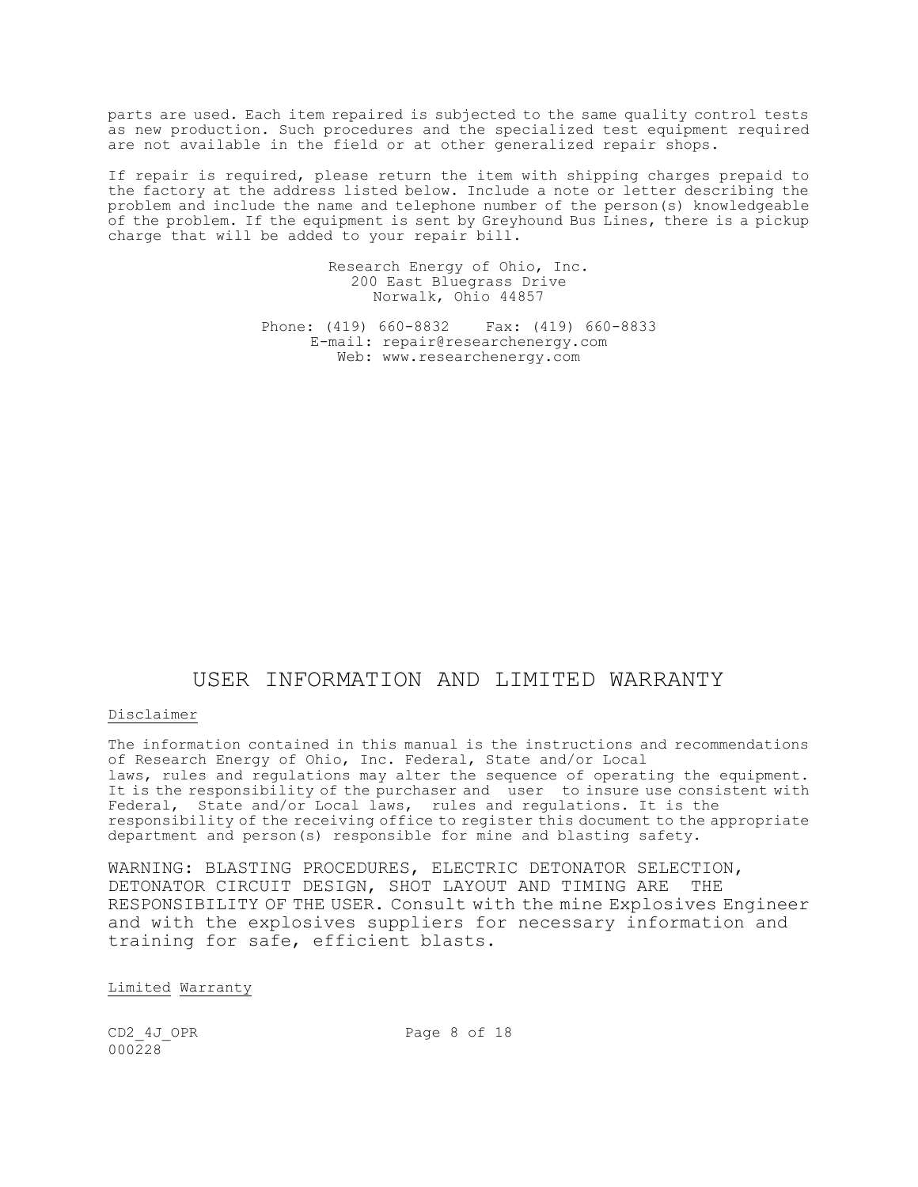parts are used. Each item repaired is subjected to the same quality control tests as new production. Such procedures and the specialized test equipment required are not available in the field or at other generalized repair shops.

If repair is required, please return the item with shipping charges prepaid to the factory at the address listed below. Include a note or letter describing the problem and include the name and telephone number of the person(s) knowledgeable of the problem. If the equipment is sent by Greyhound Bus Lines, there is a pickup charge that will be added to your repair bill.

Research Energy of Ohio, Inc.
200 East Bluegrass Drive
Norwalk, Ohio 44857

Phone: (419) 660-8832    Fax: (419) 660-8833
E-mail: repair@researchenergy.com
Web: www.researchenergy.com

# USER INFORMATION AND LIMITED WARRANTY

Disclaimer

The information contained in this manual is the instructions and recommendations of Research Energy of Ohio, Inc. Federal, State and/or Local laws, rules and regulations may alter the sequence of operating the equipment. It is the responsibility of the purchaser and user to insure use consistent with Federal, State and/or Local laws, rules and regulations. It is the responsibility of the receiving office to register this document to the appropriate department and person(s) responsible for mine and blasting safety.

WARNING: BLASTING PROCEDURES, ELECTRIC DETONATOR SELECTION, DETONATOR CIRCUIT DESIGN, SHOT LAYOUT AND TIMING ARE THE RESPONSIBILITY OF THE USER. Consult with the mine Explosives Engineer and with the explosives suppliers for necessary information and training for safe, efficient blasts.

Limited Warranty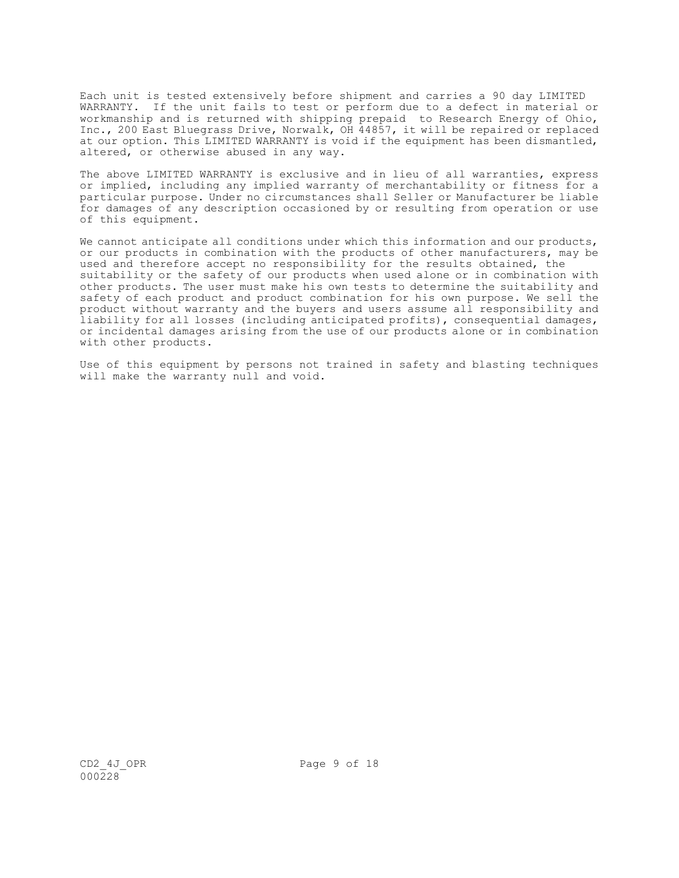Each unit is tested extensively before shipment and carries a 90 day LIMITED WARRANTY. If the unit fails to test or perform due to a defect in material or workmanship and is returned with shipping prepaid to Research Energy of Ohio, Inc., 200 East Bluegrass Drive, Norwalk, OH 44857, it will be repaired or replaced at our option. This LIMITED WARRANTY is void if the equipment has been dismantled, altered, or otherwise abused in any way.

The above LIMITED WARRANTY is exclusive and in lieu of all warranties, express or implied, including any implied warranty of merchantability or fitness for a particular purpose. Under no circumstances shall Seller or Manufacturer be liable for damages of any description occasioned by or resulting from operation or use of this equipment.

We cannot anticipate all conditions under which this information and our products, or our products in combination with the products of other manufacturers, may be used and therefore accept no responsibility for the results obtained, the suitability or the safety of our products when used alone or in combination with other products. The user must make his own tests to determine the suitability and safety of each product and product combination for his own purpose. We sell the product without warranty and the buyers and users assume all responsibility and liability for all losses (including anticipated profits), consequential damages, or incidental damages arising from the use of our products alone or in combination with other products.

Use of this equipment by persons not trained in safety and blasting techniques will make the warranty null and void.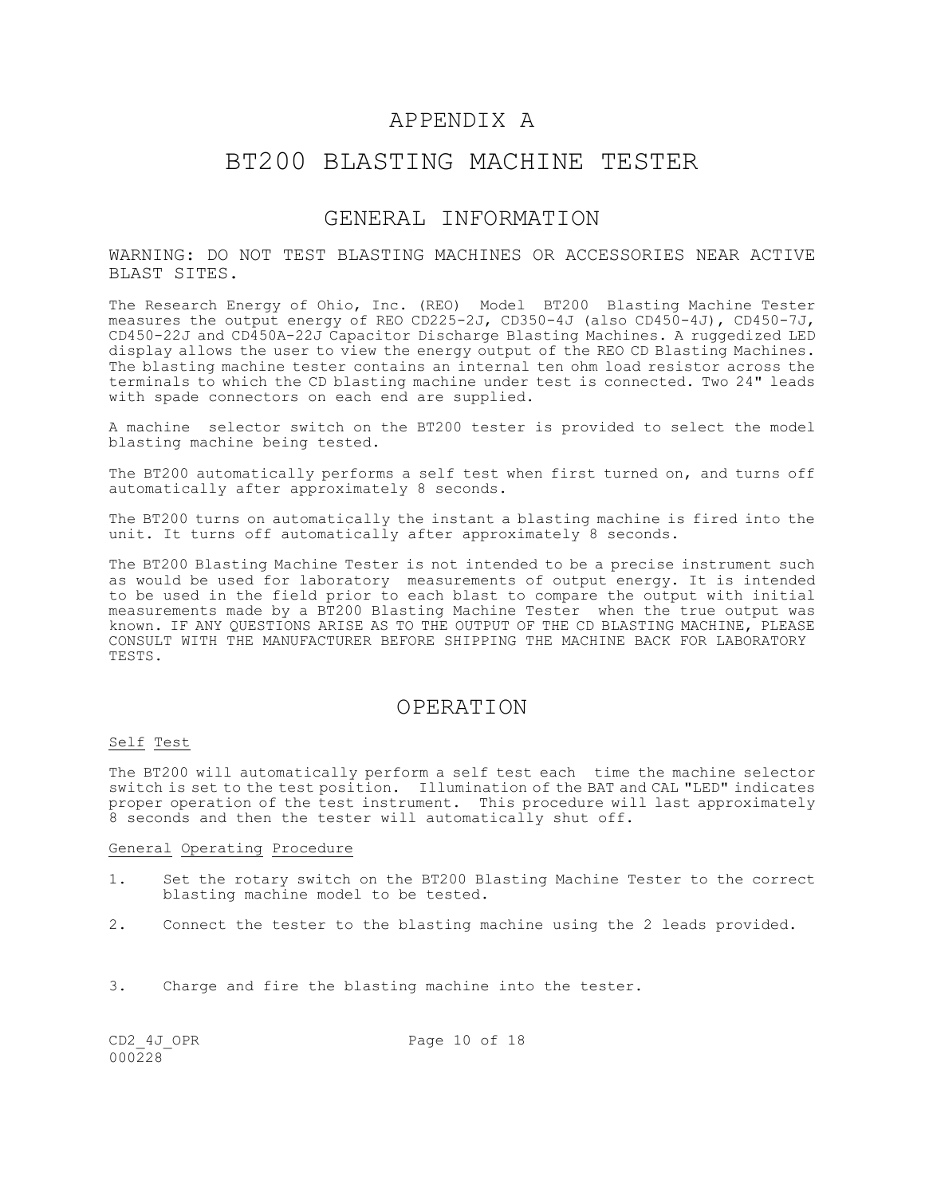# APPENDIX A

# BT200 BLASTING MACHINE TESTER

## GENERAL INFORMATION

WARNING: DO NOT TEST BLASTING MACHINES OR ACCESSORIES NEAR ACTIVE BLAST SITES.

The Research Energy of Ohio, Inc. (REO) Model BT200 Blasting Machine Tester measures the output energy of REO CD225-2J, CD350-4J (also CD450-4J), CD450-7J, CD450-22J and CD450A-22J Capacitor Discharge Blasting Machines. A ruggedized LED display allows the user to view the energy output of the REO CD Blasting Machines. The blasting machine tester contains an internal ten ohm load resistor across the terminals to which the CD blasting machine under test is connected. Two 24" leads with spade connectors on each end are supplied.

A machine selector switch on the BT200 tester is provided to select the model blasting machine being tested.

The BT200 automatically performs a self test when first turned on, and turns off automatically after approximately 8 seconds.

The BT200 turns on automatically the instant a blasting machine is fired into the unit. It turns off automatically after approximately 8 seconds.

The BT200 Blasting Machine Tester is not intended to be a precise instrument such as would be used for laboratory measurements of output energy. It is intended to be used in the field prior to each blast to compare the output with initial measurements made by a BT200 Blasting Machine Tester when the true output was known. IF ANY QUESTIONS ARISE AS TO THE OUTPUT OF THE CD BLASTING MACHINE, PLEASE CONSULT WITH THE MANUFACTURER BEFORE SHIPPING THE MACHINE BACK FOR LABORATORY TESTS.

## OPERATION

### Self Test

The BT200 will automatically perform a self test each time the machine selector switch is set to the test position. Illumination of the BAT and CAL "LED" indicates proper operation of the test instrument. This procedure will last approximately 8 seconds and then the tester will automatically shut off.

### General Operating Procedure

1. Set the rotary switch on the BT200 Blasting Machine Tester to the correct blasting machine model to be tested.
2. Connect the tester to the blasting machine using the 2 leads provided.
3. Charge and fire the blasting machine into the tester.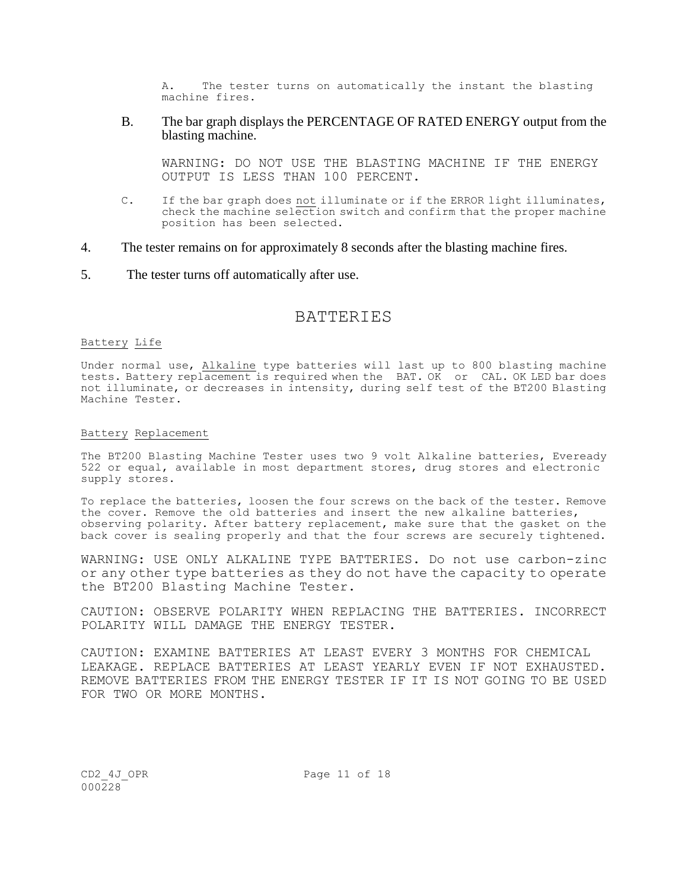A. The tester turns on automatically the instant the blasting machine fires.

B. The bar graph displays the PERCENTAGE OF RATED ENERGY output from the blasting machine.

WARNING: DO NOT USE THE BLASTING MACHINE IF THE ENERGY OUTPUT IS LESS THAN 100 PERCENT.

C. If the bar graph does not illuminate or if the ERROR light illuminates, check the machine selection switch and confirm that the proper machine position has been selected.

4. The tester remains on for approximately 8 seconds after the blasting machine fires.

5. The tester turns off automatically after use.

## BATTERIES

Battery Life

Under normal use, Alkaline type batteries will last up to 800 blasting machine tests. Battery replacement is required when the BAT. OK or CAL. OK LED bar does not illuminate, or decreases in intensity, during self test of the BT200 Blasting Machine Tester.

Battery Replacement

The BT200 Blasting Machine Tester uses two 9 volt Alkaline batteries, Eveready 522 or equal, available in most department stores, drug stores and electronic supply stores.

To replace the batteries, loosen the four screws on the back of the tester. Remove the cover. Remove the old batteries and insert the new alkaline batteries, observing polarity. After battery replacement, make sure that the gasket on the back cover is sealing properly and that the four screws are securely tightened.

WARNING: USE ONLY ALKALINE TYPE BATTERIES. Do not use carbon-zinc or any other type batteries as they do not have the capacity to operate the BT200 Blasting Machine Tester.

CAUTION: OBSERVE POLARITY WHEN REPLACING THE BATTERIES. INCORRECT POLARITY WILL DAMAGE THE ENERGY TESTER.

CAUTION: EXAMINE BATTERIES AT LEAST EVERY 3 MONTHS FOR CHEMICAL LEAKAGE. REPLACE BATTERIES AT LEAST YEARLY EVEN IF NOT EXHAUSTED. REMOVE BATTERIES FROM THE ENERGY TESTER IF IT IS NOT GOING TO BE USED FOR TWO OR MORE MONTHS.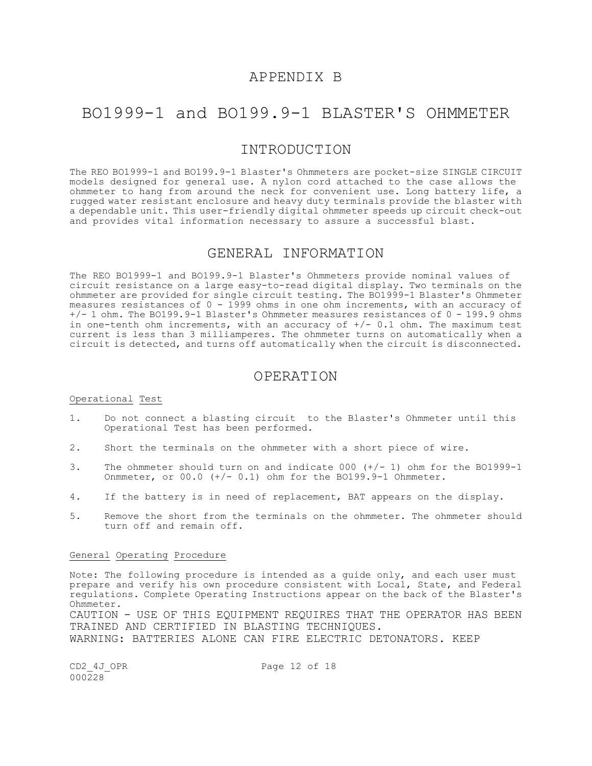# APPENDIX B

# BO1999-1 and BO199.9-1 BLASTER'S OHMMETER

## INTRODUCTION

The REO BO1999-1 and BO199.9-1 Blaster's Ohmmeters are pocket-size SINGLE CIRCUIT models designed for general use. A nylon cord attached to the case allows the ohmmeter to hang from around the neck for convenient use. Long battery life, a rugged water resistant enclosure and heavy duty terminals provide the blaster with a dependable unit. This user-friendly digital ohmmeter speeds up circuit check-out and provides vital information necessary to assure a successful blast.

## GENERAL INFORMATION

The REO BO1999-1 and BO199.9-1 Blaster's Ohmmeters provide nominal values of circuit resistance on a large easy-to-read digital display. Two terminals on the ohmmeter are provided for single circuit testing. The BO1999-1 Blaster's Ohmmeter measures resistances of 0 - 1999 ohms in one ohm increments, with an accuracy of +/- 1 ohm. The BO199.9-1 Blaster's Ohmmeter measures resistances of 0 - 199.9 ohms in one-tenth ohm increments, with an accuracy of +/- 0.1 ohm. The maximum test current is less than 3 milliamperes. The ohmmeter turns on automatically when a circuit is detected, and turns off automatically when the circuit is disconnected.

## OPERATION

Operational Test

1. Do not connect a blasting circuit to the Blaster's Ohmmeter until this Operational Test has been performed.
2. Short the terminals on the ohmmeter with a short piece of wire.
3. The ohmmeter should turn on and indicate 000 (+/- 1) ohm for the BO1999-1 Onmmeter, or 00.0 (+/- 0.1) ohm for the BO199.9-1 Ohmmeter.
4. If the battery is in need of replacement, BAT appears on the display.
5. Remove the short from the terminals on the ohmmeter. The ohmmeter should turn off and remain off.

General Operating Procedure

Note: The following procedure is intended as a guide only, and each user must prepare and verify his own procedure consistent with Local, State, and Federal regulations. Complete Operating Instructions appear on the back of the Blaster's Ohmmeter.

CAUTION - USE OF THIS EQUIPMENT REQUIRES THAT THE OPERATOR HAS BEEN TRAINED AND CERTIFIED IN BLASTING TECHNIQUES.

WARNING: BATTERIES ALONE CAN FIRE ELECTRIC DETONATORS. KEEP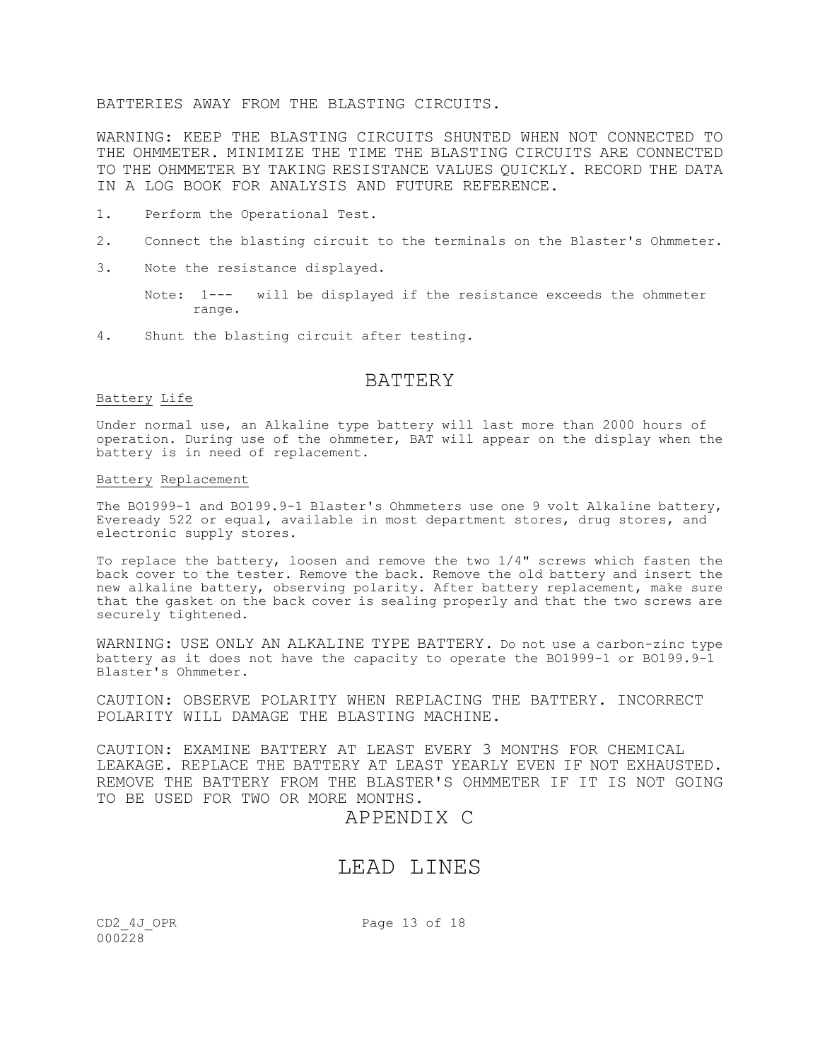BATTERIES AWAY FROM THE BLASTING CIRCUITS.

WARNING: KEEP THE BLASTING CIRCUITS SHUNTED WHEN NOT CONNECTED TO THE OHMMETER. MINIMIZE THE TIME THE BLASTING CIRCUITS ARE CONNECTED TO THE OHMMETER BY TAKING RESISTANCE VALUES QUICKLY. RECORD THE DATA IN A LOG BOOK FOR ANALYSIS AND FUTURE REFERENCE.

1. Perform the Operational Test.
2. Connect the blasting circuit to the terminals on the Blaster's Ohmmeter.
3. Note the resistance displayed.

   Note: 1--- will be displayed if the resistance exceeds the ohmmeter range.

4. Shunt the blasting circuit after testing.

## BATTERY

Battery Life

Under normal use, an Alkaline type battery will last more than 2000 hours of operation. During use of the ohmmeter, BAT will appear on the display when the battery is in need of replacement.

Battery Replacement

The BO1999-1 and BO199.9-1 Blaster's Ohmmeters use one 9 volt Alkaline battery, Eveready 522 or equal, available in most department stores, drug stores, and electronic supply stores.

To replace the battery, loosen and remove the two 1/4" screws which fasten the back cover to the tester. Remove the back. Remove the old battery and insert the new alkaline battery, observing polarity. After battery replacement, make sure that the gasket on the back cover is sealing properly and that the two screws are securely tightened.

WARNING: USE ONLY AN ALKALINE TYPE BATTERY. Do not use a carbon-zinc type battery as it does not have the capacity to operate the BO1999-1 or BO199.9-1 Blaster's Ohmmeter.

CAUTION: OBSERVE POLARITY WHEN REPLACING THE BATTERY. INCORRECT POLARITY WILL DAMAGE THE BLASTING MACHINE.

CAUTION: EXAMINE BATTERY AT LEAST EVERY 3 MONTHS FOR CHEMICAL LEAKAGE. REPLACE THE BATTERY AT LEAST YEARLY EVEN IF NOT EXHAUSTED. REMOVE THE BATTERY FROM THE BLASTER'S OHMMETER IF IT IS NOT GOING TO BE USED FOR TWO OR MORE MONTHS.

# APPENDIX C

# LEAD LINES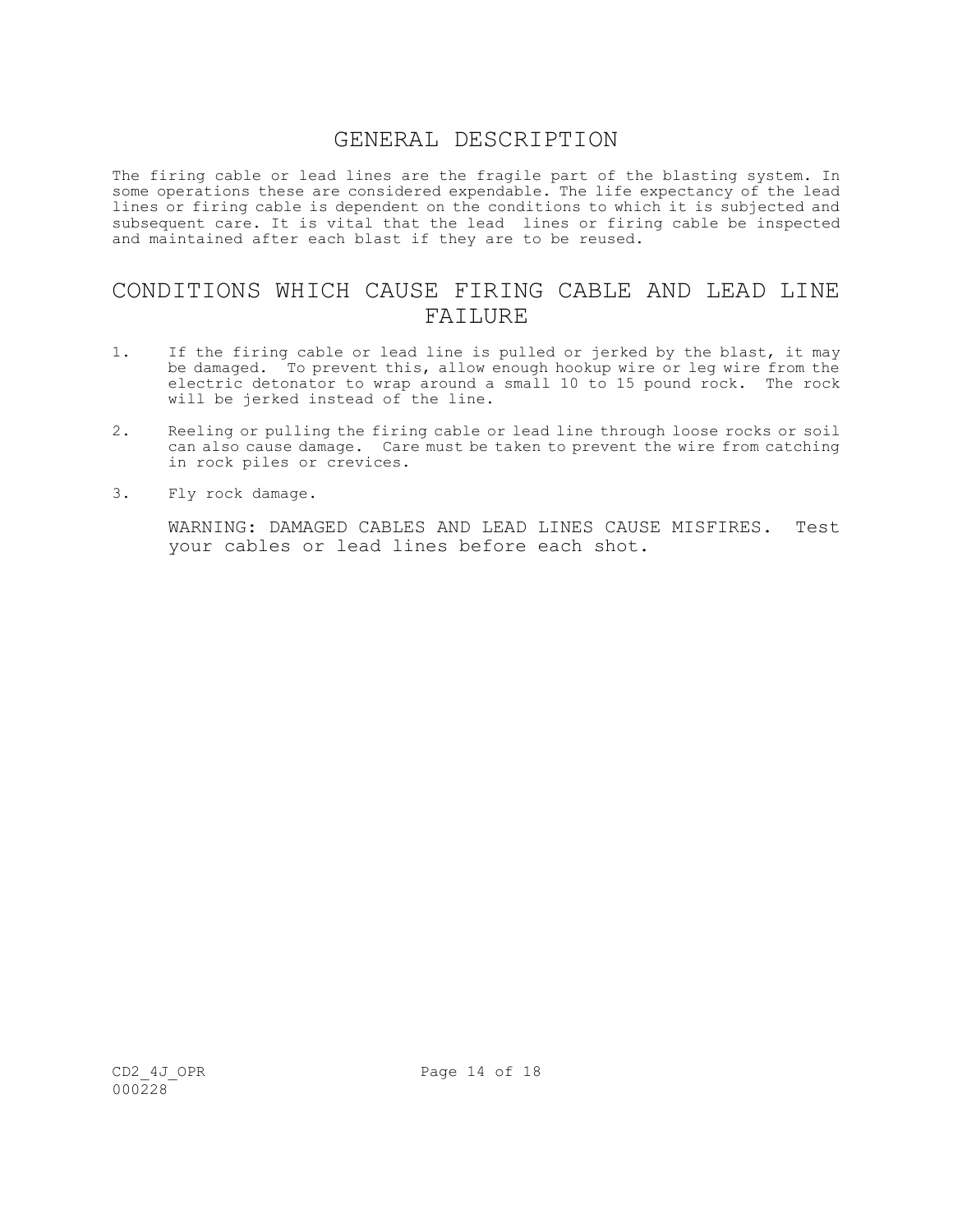# GENERAL DESCRIPTION

The firing cable or lead lines are the fragile part of the blasting system. In some operations these are considered expendable. The life expectancy of the lead lines or firing cable is dependent on the conditions to which it is subjected and subsequent care. It is vital that the lead lines or firing cable be inspected and maintained after each blast if they are to be reused.

# CONDITIONS WHICH CAUSE FIRING CABLE AND LEAD LINE FAILURE

1. If the firing cable or lead line is pulled or jerked by the blast, it may be damaged. To prevent this, allow enough hookup wire or leg wire from the electric detonator to wrap around a small 10 to 15 pound rock. The rock will be jerked instead of the line.

2. Reeling or pulling the firing cable or lead line through loose rocks or soil can also cause damage. Care must be taken to prevent the wire from catching in rock piles or crevices.

3. Fly rock damage.

   WARNING: DAMAGED CABLES AND LEAD LINES CAUSE MISFIRES. Test your cables or lead lines before each shot.

CD2_4J_OPR
000228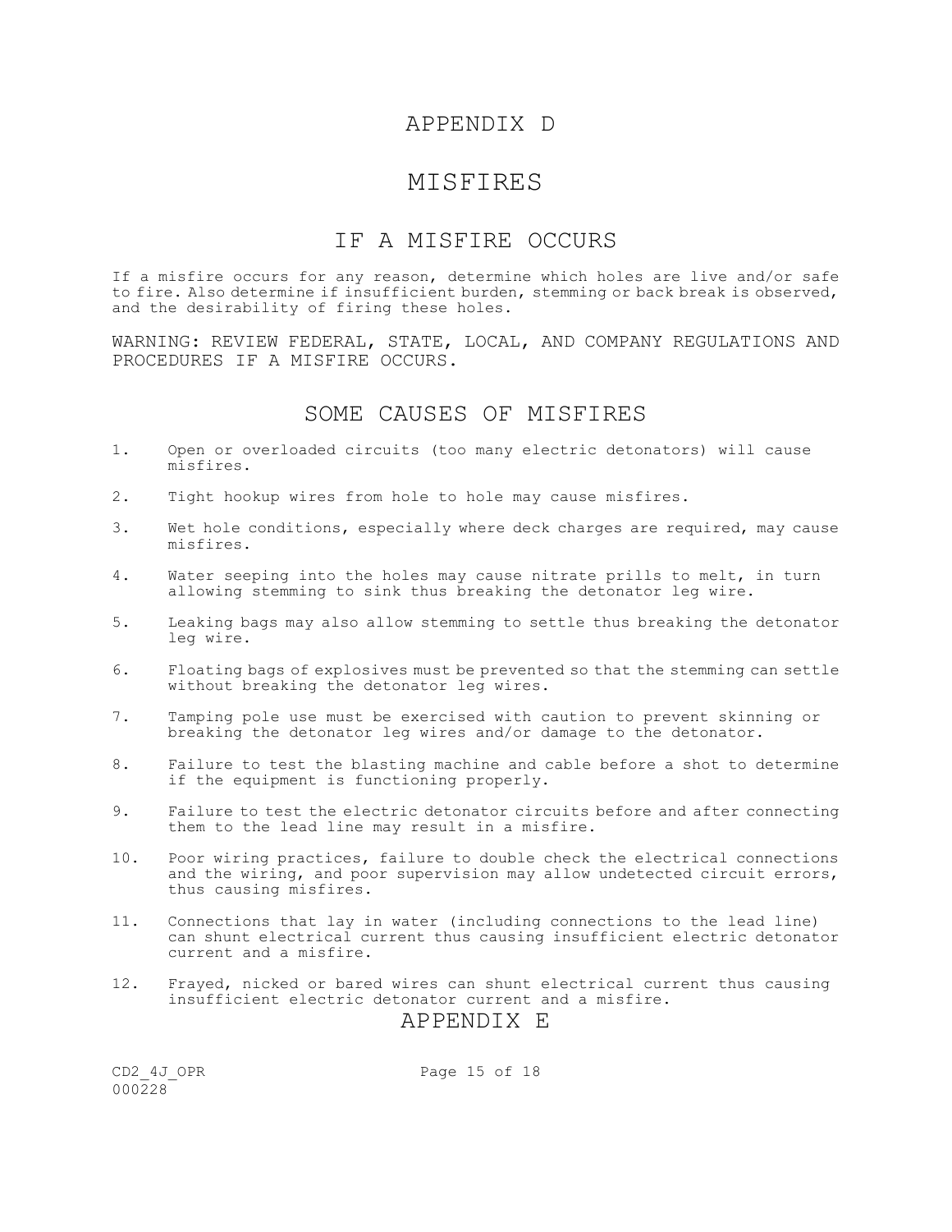# APPENDIX D

# MISFIRES

## IF A MISFIRE OCCURS

If a misfire occurs for any reason, determine which holes are live and/or safe to fire. Also determine if insufficient burden, stemming or back break is observed, and the desirability of firing these holes.

WARNING: REVIEW FEDERAL, STATE, LOCAL, AND COMPANY REGULATIONS AND PROCEDURES IF A MISFIRE OCCURS.

## SOME CAUSES OF MISFIRES

1. Open or overloaded circuits (too many electric detonators) will cause misfires.
2. Tight hookup wires from hole to hole may cause misfires.
3. Wet hole conditions, especially where deck charges are required, may cause misfires.
4. Water seeping into the holes may cause nitrate prills to melt, in turn allowing stemming to sink thus breaking the detonator leg wire.
5. Leaking bags may also allow stemming to settle thus breaking the detonator leg wire.
6. Floating bags of explosives must be prevented so that the stemming can settle without breaking the detonator leg wires.
7. Tamping pole use must be exercised with caution to prevent skinning or breaking the detonator leg wires and/or damage to the detonator.
8. Failure to test the blasting machine and cable before a shot to determine if the equipment is functioning properly.
9. Failure to test the electric detonator circuits before and after connecting them to the lead line may result in a misfire.
10. Poor wiring practices, failure to double check the electrical connections and the wiring, and poor supervision may allow undetected circuit errors, thus causing misfires.
11. Connections that lay in water (including connections to the lead line) can shunt electrical current thus causing insufficient electric detonator current and a misfire.
12. Frayed, nicked or bared wires can shunt electrical current thus causing insufficient electric detonator current and a misfire.

# APPENDIX E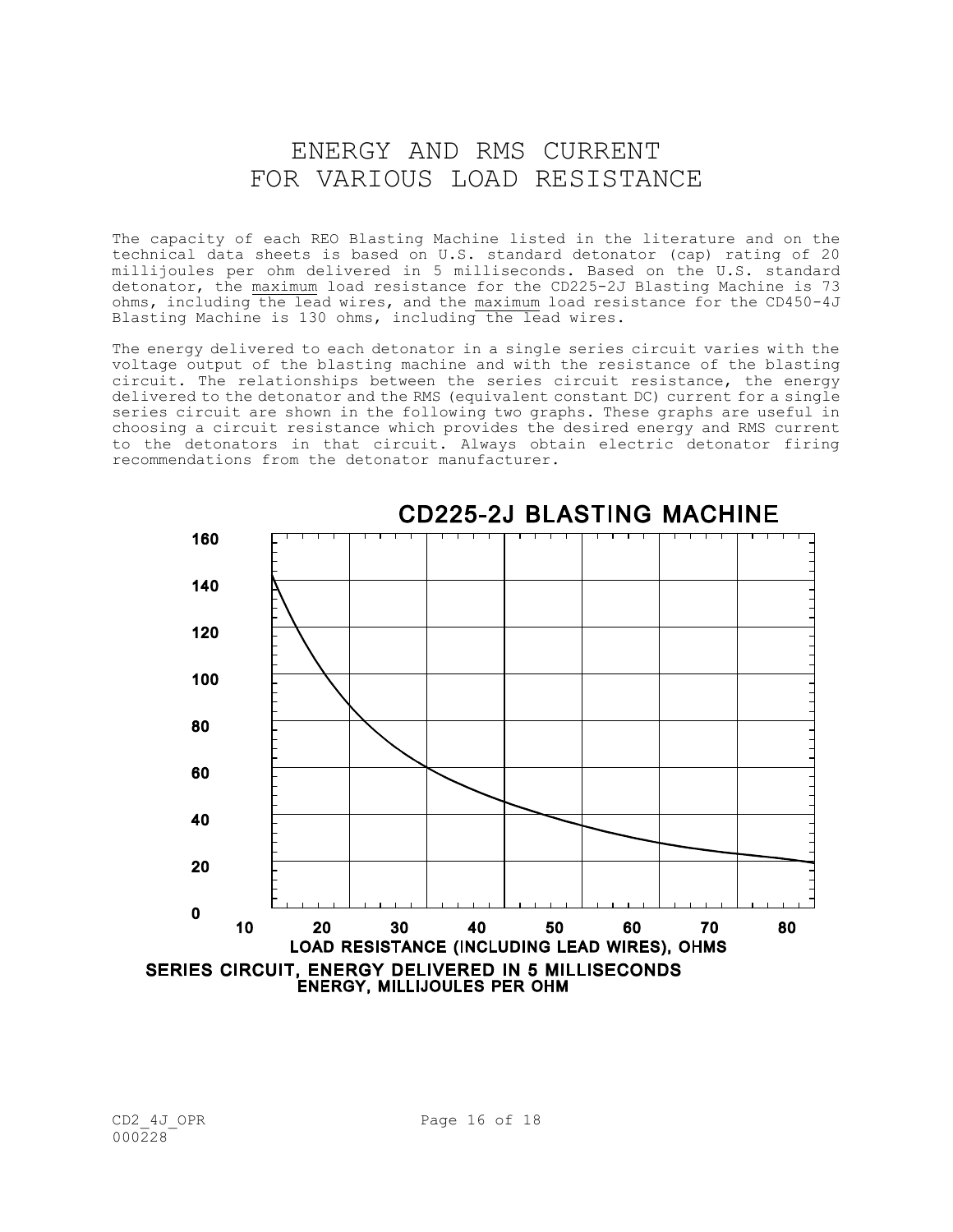# ENERGY AND RMS CURRENT FOR VARIOUS LOAD RESISTANCE

The capacity of each REO Blasting Machine listed in the literature and on the technical data sheets is based on U.S. standard detonator (cap) rating of 20 millijoules per ohm delivered in 5 milliseconds. Based on the U.S. standard detonator, the maximum load resistance for the CD225-2J Blasting Machine is 73 ohms, including the lead wires, and the maximum load resistance for the CD450-4J Blasting Machine is 130 ohms, including the lead wires.

The energy delivered to each detonator in a single series circuit varies with the voltage output of the blasting machine and with the resistance of the blasting circuit. The relationships between the series circuit resistance, the energy delivered to the detonator and the RMS (equivalent constant DC) current for a single series circuit are shown in the following two graphs. These graphs are useful in choosing a circuit resistance which provides the desired energy and RMS current to the detonators in that circuit. Always obtain electric detonator firing recommendations from the detonator manufacturer.

**CD225-2J BLASTING MACHINE**

LOAD RESISTANCE (INCLUDING LEAD WIRES), OHMS

SERIES CIRCUIT, ENERGY DELIVERED IN 5 MILLISECONDS
ENERGY, MILLIJOULES PER OHM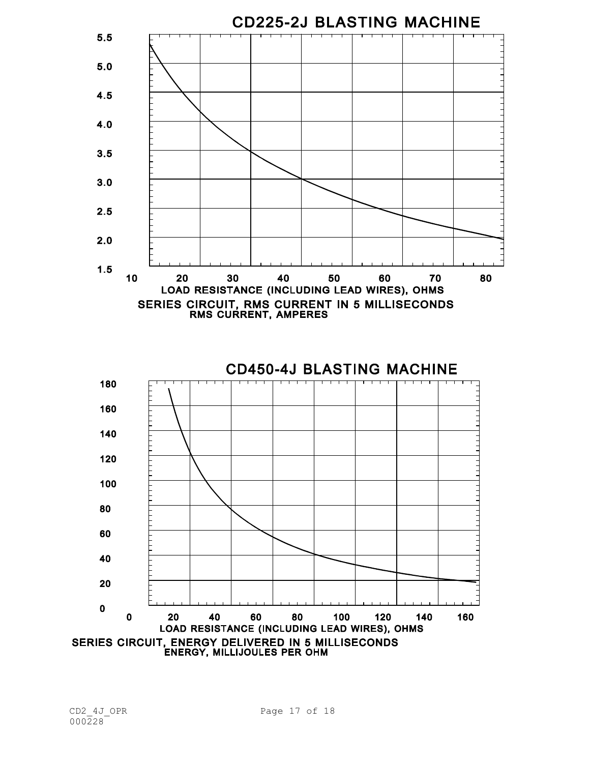## CD225-2J BLASTING MACHINE

5.5
5.0
4.5
4.0
3.5
3.0
2.5
2.0
1.5

10 20 30 40 50 60 70 80

LOAD RESISTANCE (INCLUDING LEAD WIRES), OHMS

SERIES CIRCUIT, RMS CURRENT IN 5 MILLISECONDS
RMS CURRENT, AMPERES

## CD450-4J BLASTING MACHINE

180
160
140
120
100
80
60
40
20
0

0 20 40 60 80 100 120 140 160

LOAD RESISTANCE (INCLUDING LEAD WIRES), OHMS

SERIES CIRCUIT, ENERGY DELIVERED IN 5 MILLISECONDS
ENERGY, MILLIJOULES PER OHM

CD2_4J_OPR
000228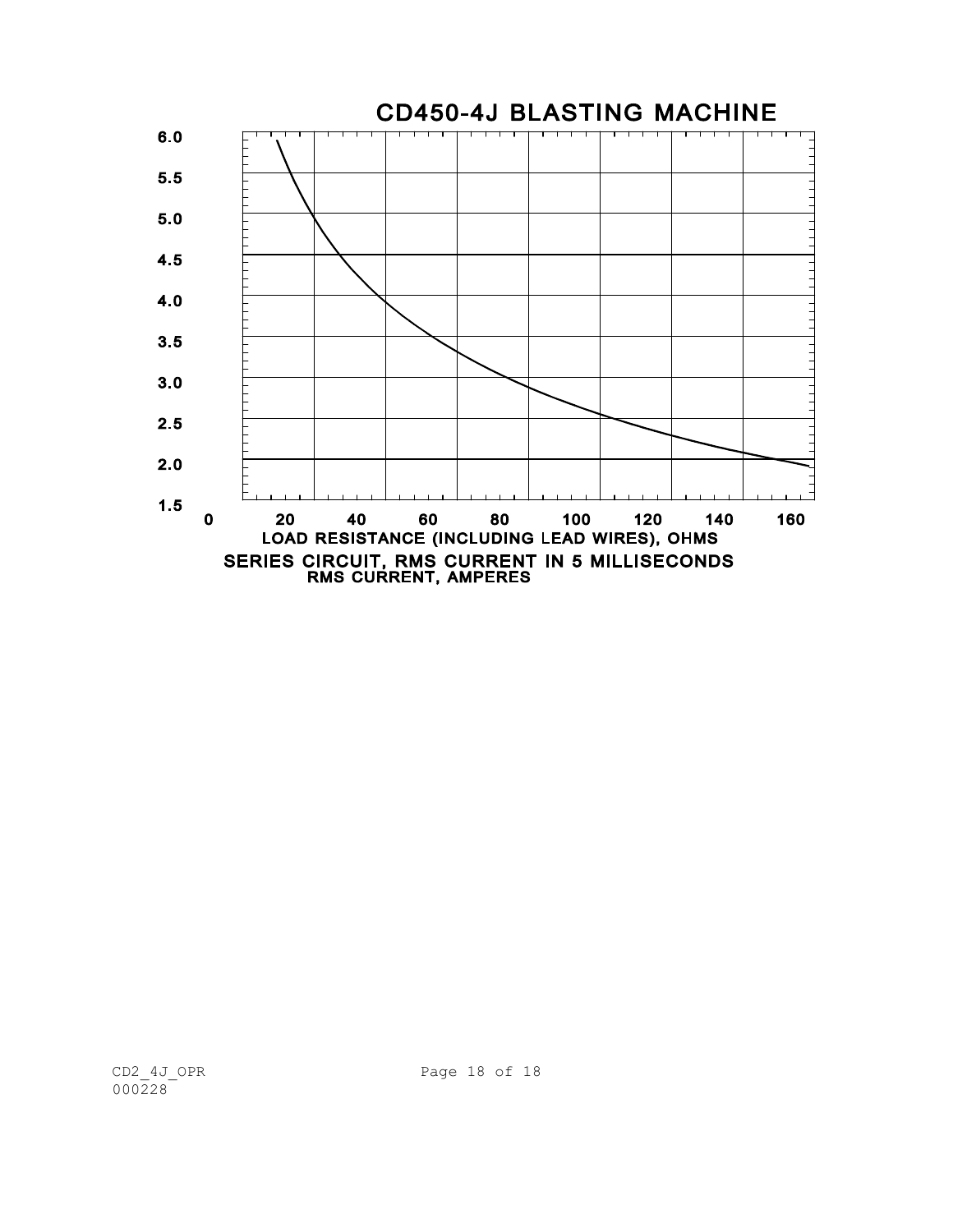CD450-4J BLASTING MACHINE

6.0
5.5
5.0
4.5
4.0
3.5
3.0
2.5
2.0
1.5

0 20 40 60 80 100 120 140 160

LOAD RESISTANCE (INCLUDING LEAD WIRES), OHMS

SERIES CIRCUIT, RMS CURRENT IN 5 MILLISECONDS
RMS CURRENT, AMPERES

CD2_4J_OPR
000228